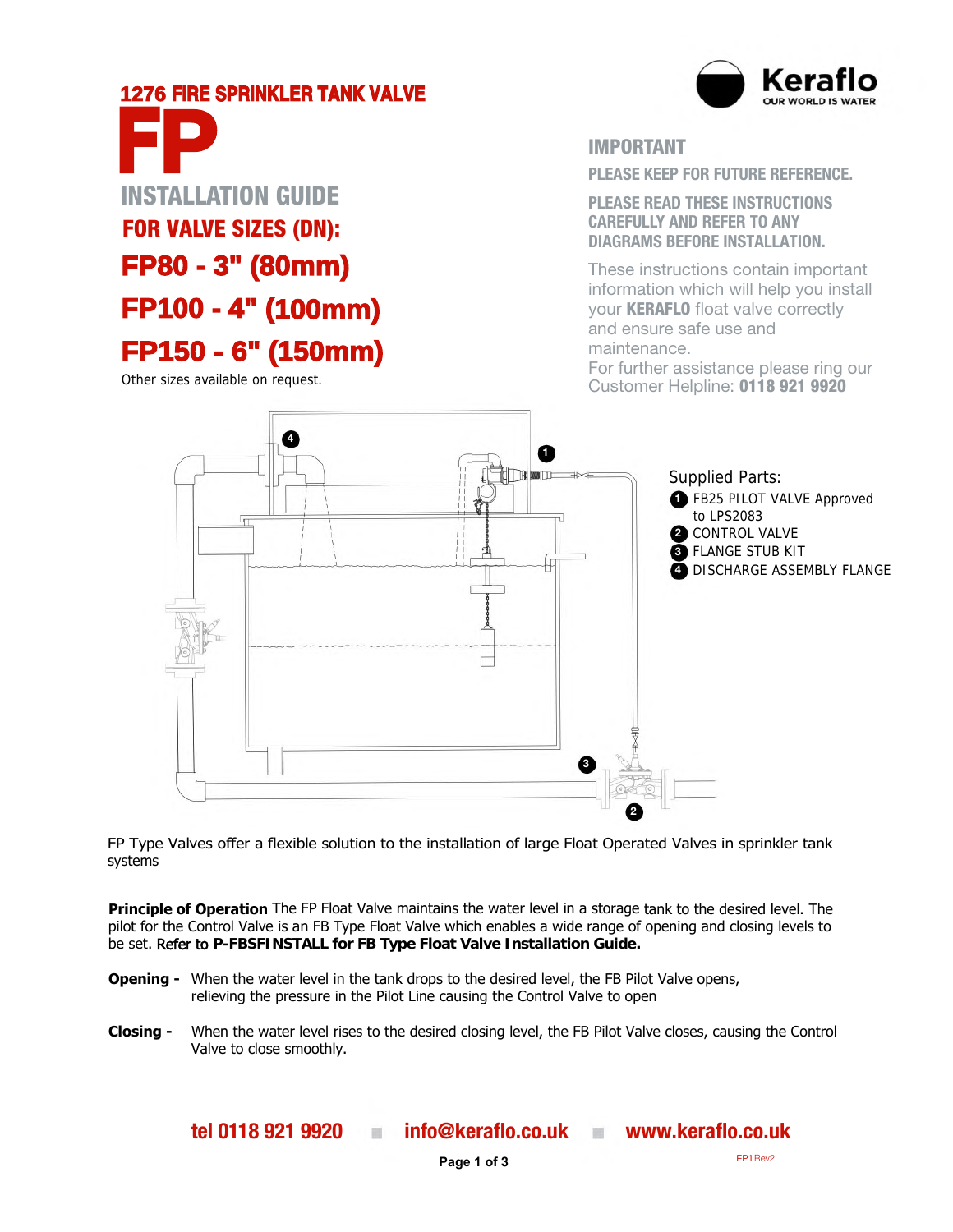# 1276 FIRE SPRINKLER TANK VALVE

# FP

## INSTALLATION GUIDE

### FOR VALVE SIZES (DN):

## FP80 - 3" (80mm)

## FP100 - 4" (100mm)

## FP150 - 6" (150mm)

Other sizes available on request.

Keraflo
OUR WORLD IS WATER

**IMPORTANT**

**PLEASE KEEP FOR FUTURE REFERENCE.**

**PLEASE READ THESE INSTRUCTIONS CAREFULLY AND REFER TO ANY DIAGRAMS BEFORE INSTALLATION.**

These instructions contain important information which will help you install your **KERAFLO** float valve correctly and ensure safe use and maintenance.
For further assistance please ring our Customer Helpline: **0118 921 9920**

Supplied Parts:

1. FB25 PILOT VALVE Approved to LPS2083
2. CONTROL VALVE
3. FLANGE STUB KIT
4. DISCHARGE ASSEMBLY FLANGE

FP Type Valves offer a flexible solution to the installation of large Float Operated Valves in sprinkler tank systems

**Principle of Operation** The FP Float Valve maintains the water level in a storage tank to the desired level. The pilot for the Control Valve is an FB Type Float Valve which enables a wide range of opening and closing levels to be set. Refer to **P-FBSFINSTALL for FB Type Float Valve Installation Guide.**

**Opening -** When the water level in the tank drops to the desired level, the FB Pilot Valve opens, relieving the pressure in the Pilot Line causing the Control Valve to open

**Closing -** When the water level rises to the desired closing level, the FB Pilot Valve closes, causing the Control Valve to close smoothly.

**tel 0118 921 9920** ■ **info@keraflo.co.uk** ■ **www.keraflo.co.uk**

FP1Rev2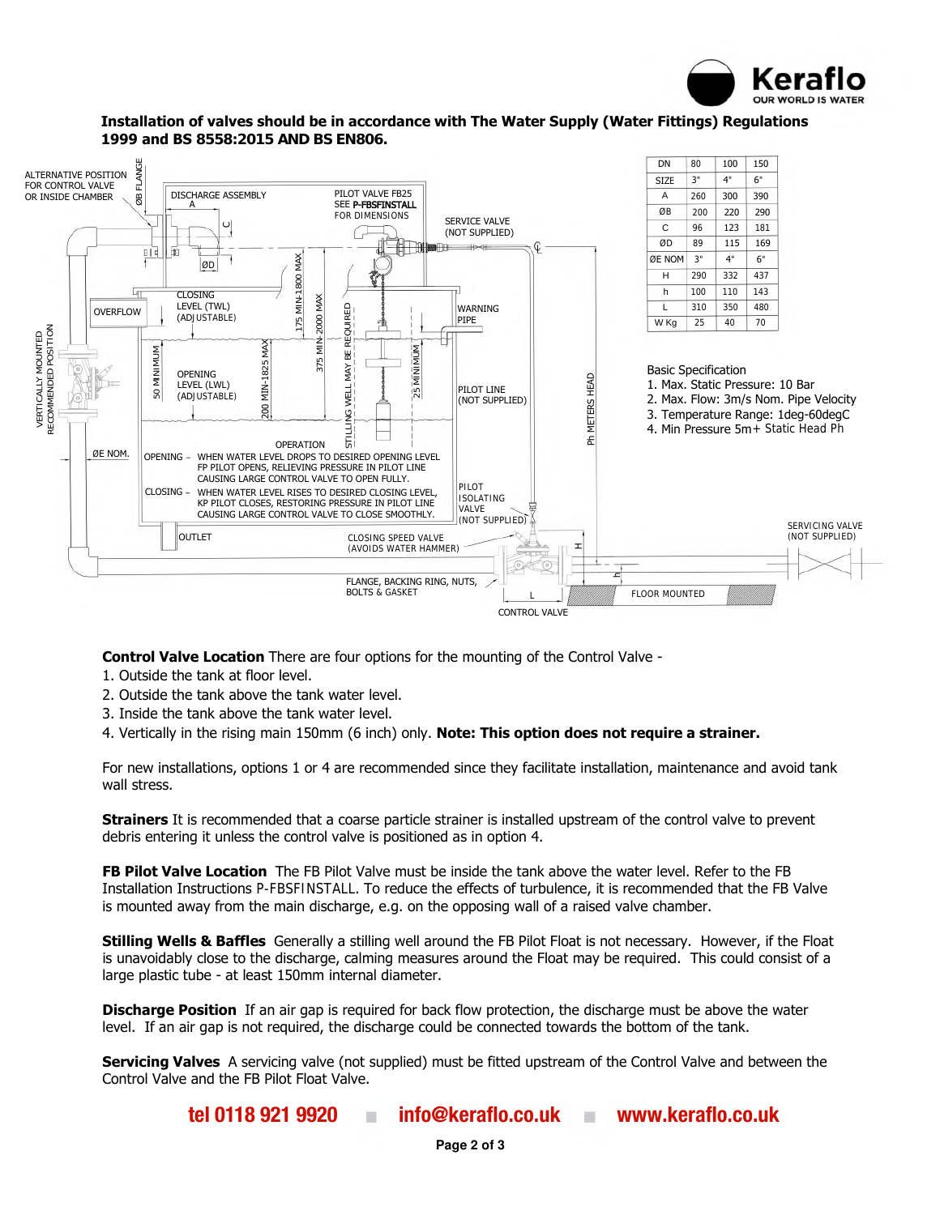**Installation of valves should be in accordance with The Water Supply (Water Fittings) Regulations 1999 and BS 8558:2015 AND BS EN806.**

| DN | 80 | 100 | 150 |
|---|---|---|---|
| SIZE | 3" | 4" | 6" |
| A | 260 | 300 | 390 |
| ØB | 200 | 220 | 290 |
| C | 96 | 123 | 181 |
| ØD | 89 | 115 | 169 |
| ØE NOM | 3" | 4" | 6" |
| H | 290 | 332 | 437 |
| h | 100 | 110 | 143 |
| L | 310 | 350 | 480 |
| W Kg | 25 | 40 | 70 |

Basic Specification
1. Max. Static Pressure: 10 Bar
2. Max. Flow: 3m/s Nom. Pipe Velocity
3. Temperature Range: 1deg-60degC
4. Min Pressure 5m+ Static Head Ph

OPERATION

OPENING – WHEN WATER LEVEL DROPS TO DESIRED OPENING LEVEL FP PILOT OPENS, RELIEVING PRESSURE IN PILOT LINE CAUSING LARGE CONTROL VALVE TO OPEN FULLY.

CLOSING – WHEN WATER LEVEL RISES TO DESIRED CLOSING LEVEL, KP PILOT CLOSES, RESTORING PRESSURE IN PILOT LINE CAUSING LARGE CONTROL VALVE TO CLOSE SMOOTHLY.

**Control Valve Location** There are four options for the mounting of the Control Valve -
1. Outside the tank at floor level.
2. Outside the tank above the tank water level.
3. Inside the tank above the tank water level.
4. Vertically in the rising main 150mm (6 inch) only. **Note: This option does not require a strainer.**

For new installations, options 1 or 4 are recommended since they facilitate installation, maintenance and avoid tank wall stress.

**Strainers** It is recommended that a coarse particle strainer is installed upstream of the control valve to prevent debris entering it unless the control valve is positioned as in option 4.

**FB Pilot Valve Location** The FB Pilot Valve must be inside the tank above the water level. Refer to the FB Installation Instructions P-FBSFINSTALL. To reduce the effects of turbulence, it is recommended that the FB Valve is mounted away from the main discharge, e.g. on the opposing wall of a raised valve chamber.

**Stilling Wells & Baffles** Generally a stilling well around the FB Pilot Float is not necessary. However, if the Float is unavoidably close to the discharge, calming measures around the Float may be required. This could consist of a large plastic tube - at least 150mm internal diameter.

**Discharge Position** If an air gap is required for back flow protection, the discharge must be above the water level. If an air gap is not required, the discharge could be connected towards the bottom of the tank.

**Servicing Valves** A servicing valve (not supplied) must be fitted upstream of the Control Valve and between the Control Valve and the FB Pilot Float Valve.

tel 0118 921 9920 ■ info@keraflo.co.uk ■ www.keraflo.co.uk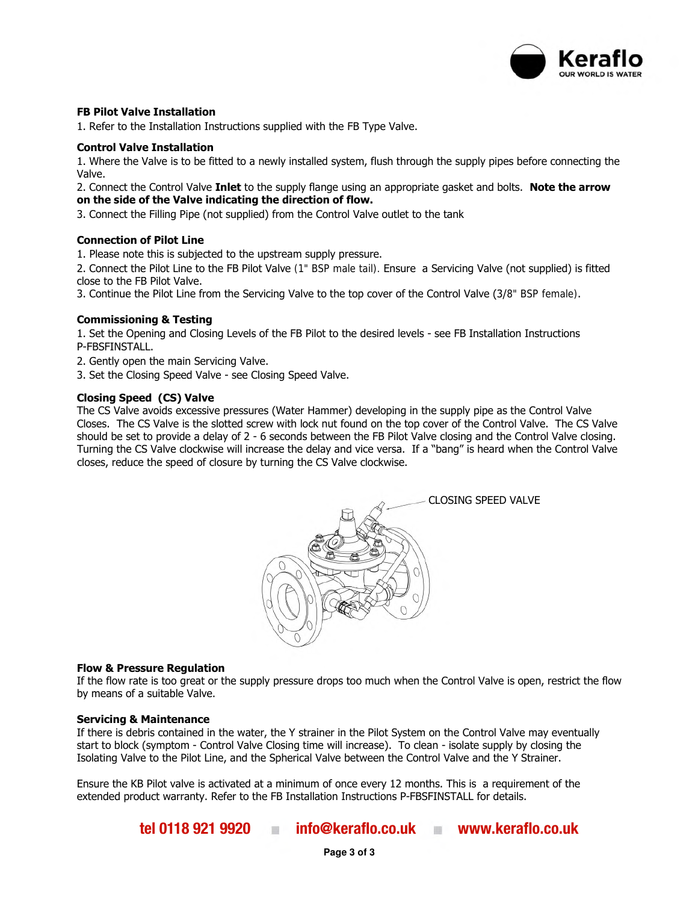### FB Pilot Valve Installation

1. Refer to the Installation Instructions supplied with the FB Type Valve.

### Control Valve Installation

1. Where the Valve is to be fitted to a newly installed system, flush through the supply pipes before connecting the Valve.
2. Connect the Control Valve **Inlet** to the supply flange using an appropriate gasket and bolts. **Note the arrow on the side of the Valve indicating the direction of flow.**
3. Connect the Filling Pipe (not supplied) from the Control Valve outlet to the tank

### Connection of Pilot Line

1. Please note this is subjected to the upstream supply pressure.
2. Connect the Pilot Line to the FB Pilot Valve (1" BSP male tail). Ensure a Servicing Valve (not supplied) is fitted close to the FB Pilot Valve.
3. Continue the Pilot Line from the Servicing Valve to the top cover of the Control Valve (3/8" BSP female).

### Commissioning & Testing

1. Set the Opening and Closing Levels of the FB Pilot to the desired levels - see FB Installation Instructions P-FBSFINSTALL.
2. Gently open the main Servicing Valve.
3. Set the Closing Speed Valve - see Closing Speed Valve.

### Closing Speed (CS) Valve

The CS Valve avoids excessive pressures (Water Hammer) developing in the supply pipe as the Control Valve Closes. The CS Valve is the slotted screw with lock nut found on the top cover of the Control Valve. The CS Valve should be set to provide a delay of 2 - 6 seconds between the FB Pilot Valve closing and the Control Valve closing. Turning the CS Valve clockwise will increase the delay and vice versa. If a "bang" is heard when the Control Valve closes, reduce the speed of closure by turning the CS Valve clockwise.

CLOSING SPEED VALVE

### Flow & Pressure Regulation

If the flow rate is too great or the supply pressure drops too much when the Control Valve is open, restrict the flow by means of a suitable Valve.

### Servicing & Maintenance

If there is debris contained in the water, the Y strainer in the Pilot System on the Control Valve may eventually start to block (symptom - Control Valve Closing time will increase). To clean - isolate supply by closing the Isolating Valve to the Pilot Line, and the Spherical Valve between the Control Valve and the Y Strainer.

Ensure the KB Pilot valve is activated at a minimum of once every 12 months. This is a requirement of the extended product warranty. Refer to the FB Installation Instructions P-FBSFINSTALL for details.

tel 0118 921 9920 ■ info@keraflo.co.uk ■ www.keraflo.co.uk